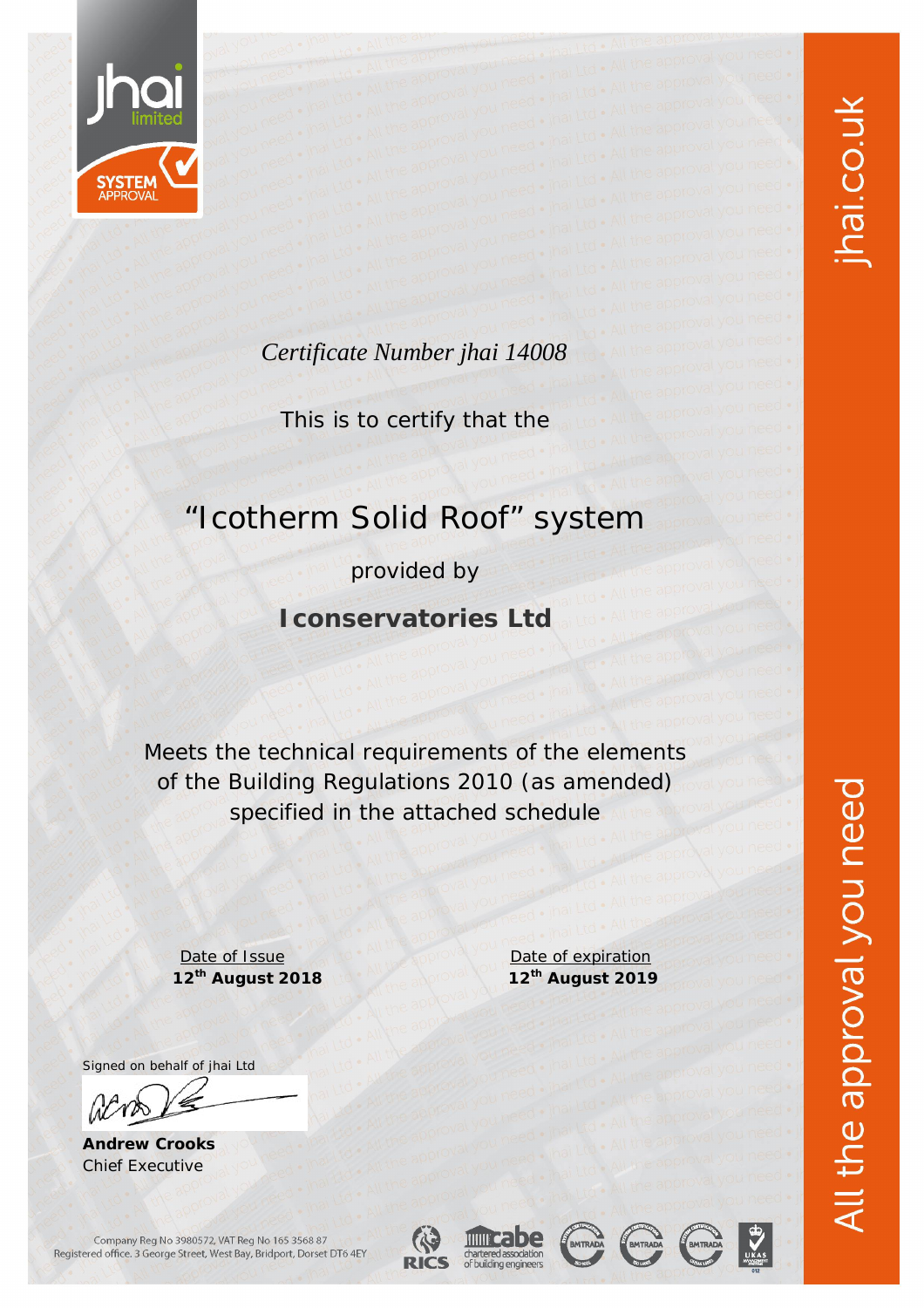jhai limited

SYSTEM APPROVAL

*Certificate Number jhai 14008*

This is to certify that the

# "Icotherm Solid Roof" system

provided by

**Iconservatories Ltd**

Meets the technical requirements of the elements of the Building Regulations 2010 (as amended) specified in the attached schedule

| Date of Issue | Date of expiration |
|---|---|
| **12th August 2018** | **12th August 2019** |

Signed on behalf of jhai Ltd

**Andrew Crooks**
Chief Executive

Company Reg No 3980572, VAT Reg No 165 3568 87
Registered office. 3 George Street, West Bay, Bridport, Dorset DT6 4EY

jhai.co.uk

All the approval you need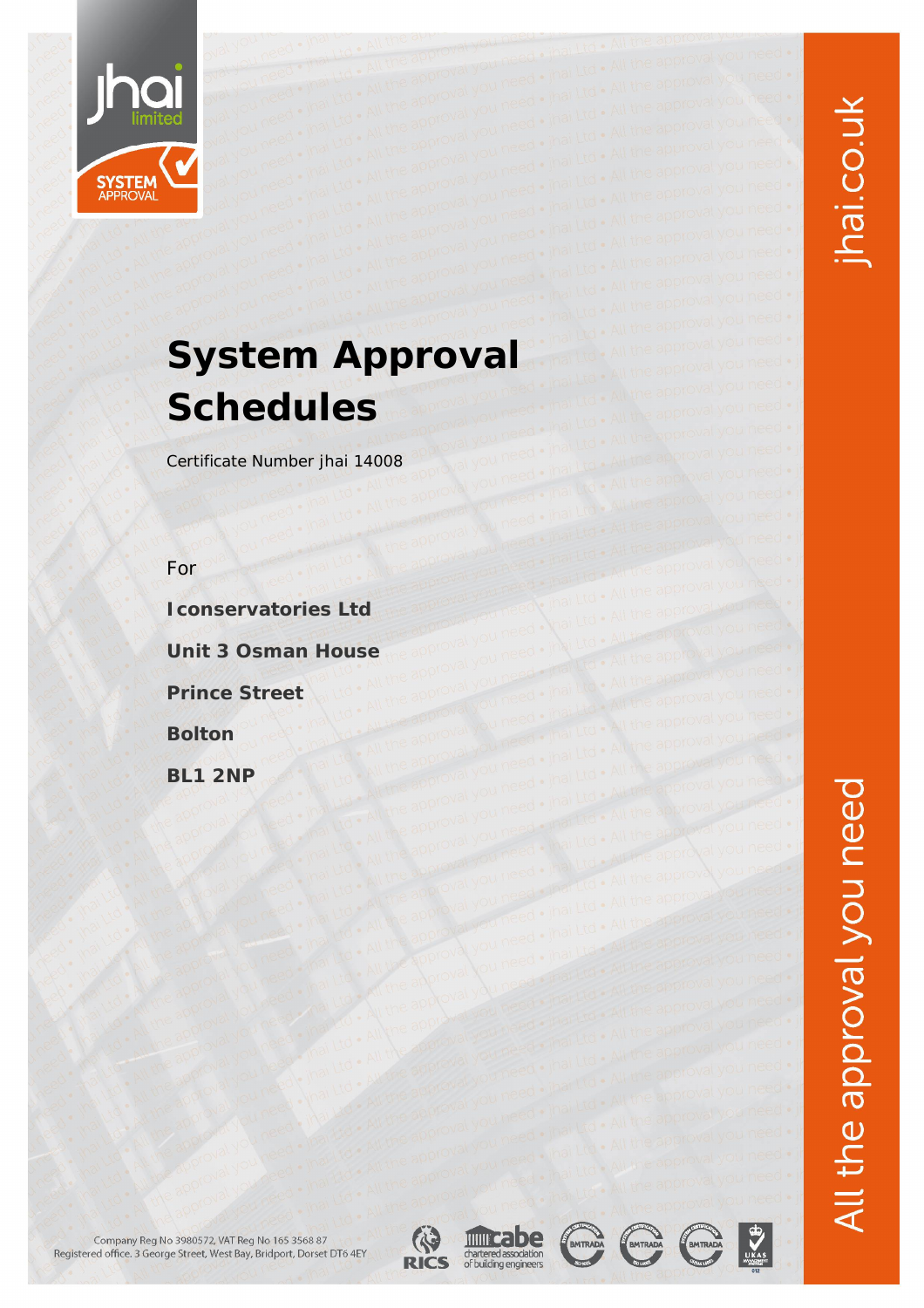# System Approval Schedules

Certificate Number jhai 14008

For

**Iconservatories Ltd**

**Unit 3 Osman House**

**Prince Street**

**Bolton**

**BL1 2NP**

Company Reg No 3980572, VAT Reg No 165 3568 87
Registered office. 3 George Street, West Bay, Bridport, Dorset DT6 4EY

jhai.co.uk

All the approval you need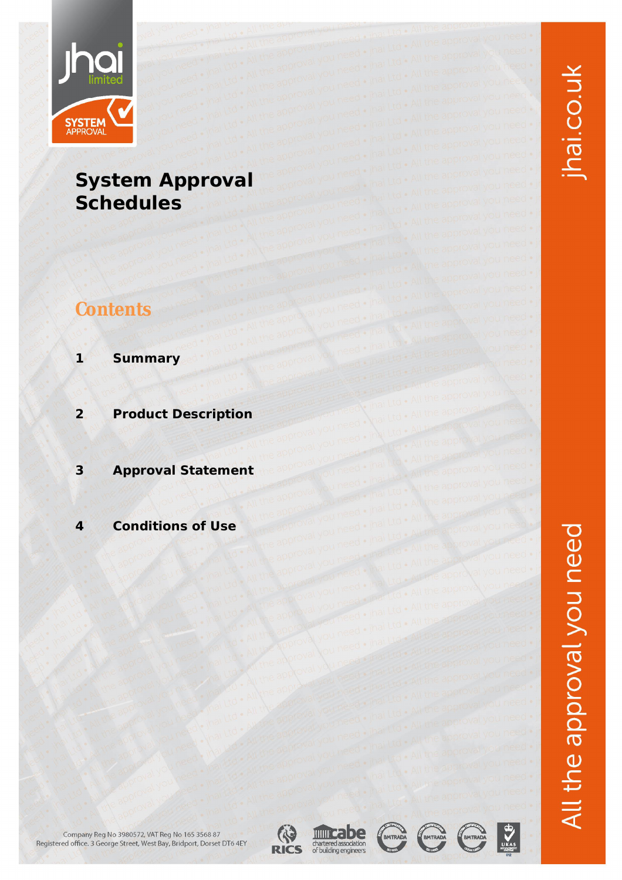# System Approval Schedules

## Contents

1 Summary

2 Product Description

3 Approval Statement

4 Conditions of Use

jhai.co.uk

All the approval you need

Company Reg No 3980572, VAT Reg No 165 3568 87
Registered office. 3 George Street, West Bay, Bridport, Dorset DT6 4EY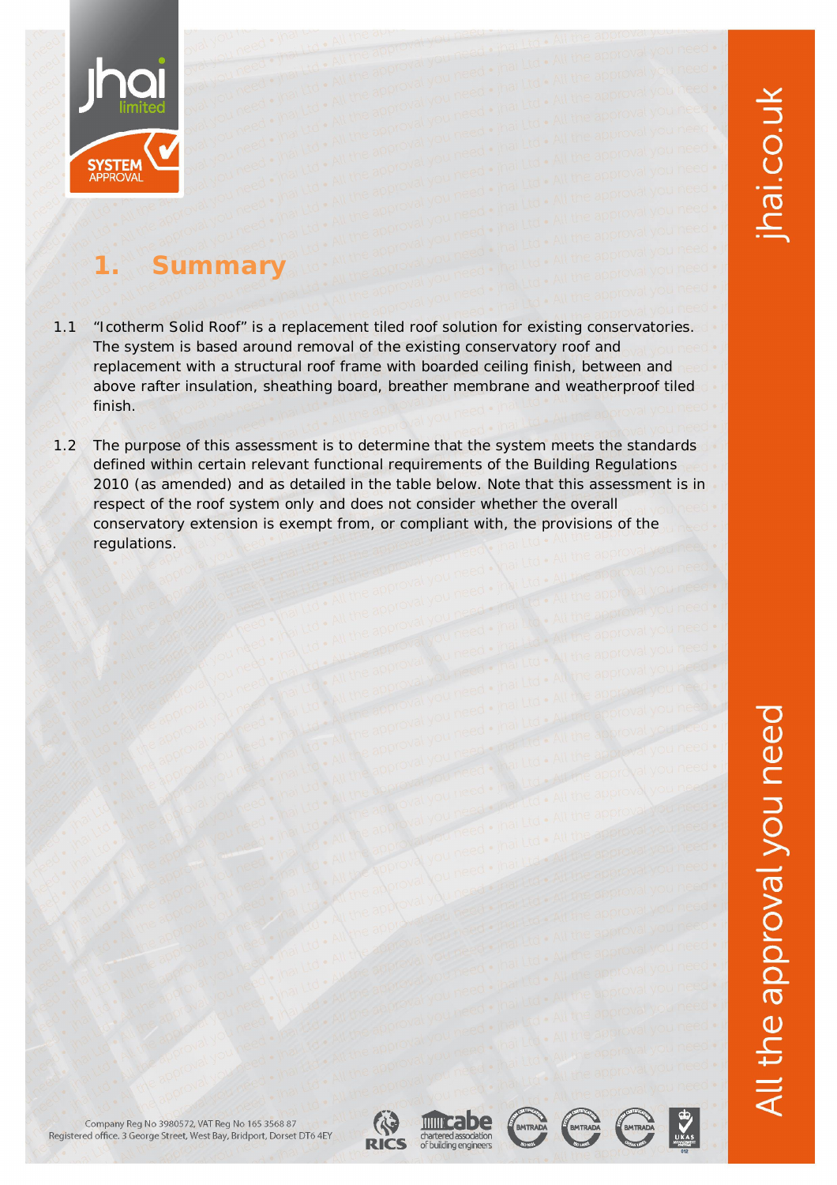# 1. Summary

1.1 "Icotherm Solid Roof" is a replacement tiled roof solution for existing conservatories. The system is based around removal of the existing conservatory roof and replacement with a structural roof frame with boarded ceiling finish, between and above rafter insulation, sheathing board, breather membrane and weatherproof tiled finish.

1.2 The purpose of this assessment is to determine that the system meets the standards defined within certain relevant functional requirements of the Building Regulations 2010 (as amended) and as detailed in the table below. Note that this assessment is in respect of the roof system only and does not consider whether the overall conservatory extension is exempt from, or compliant with, the provisions of the regulations.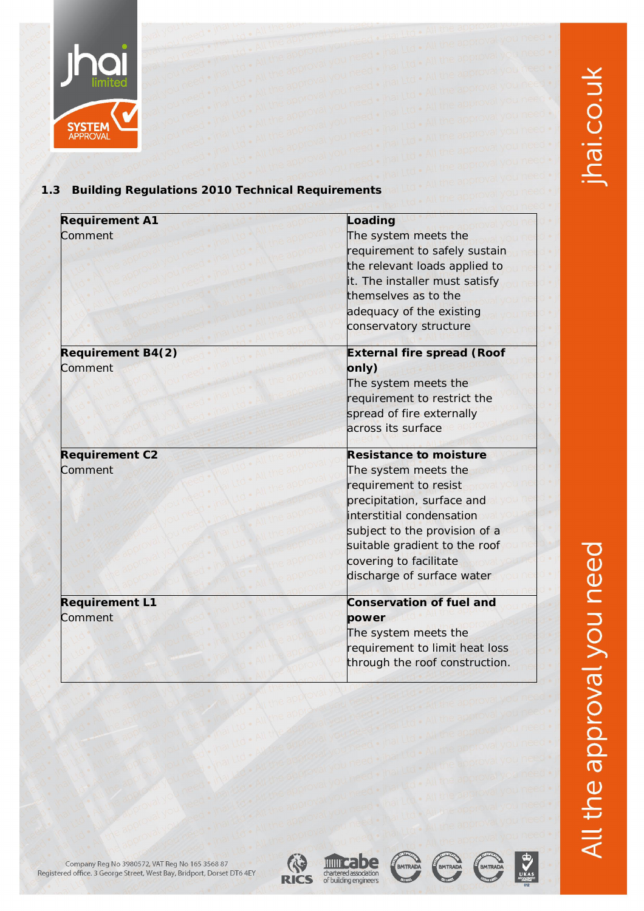### 1.3 Building Regulations 2010 Technical Requirements

| **Requirement A1**<br>Comment | **Loading**<br>The system meets the requirement to safely sustain the relevant loads applied to it. The installer must satisfy themselves as to the adequacy of the existing conservatory structure |
|---|---|
| **Requirement B4(2)**<br>Comment | **External fire spread (Roof only)**<br>The system meets the requirement to restrict the spread of fire externally across its surface |
| **Requirement C2**<br>Comment | **Resistance to moisture**<br>The system meets the requirement to resist precipitation, surface and interstitial condensation subject to the provision of a suitable gradient to the roof covering to facilitate discharge of surface water |
| **Requirement L1**<br>Comment | **Conservation of fuel and power**<br>The system meets the requirement to limit heat loss through the roof construction. |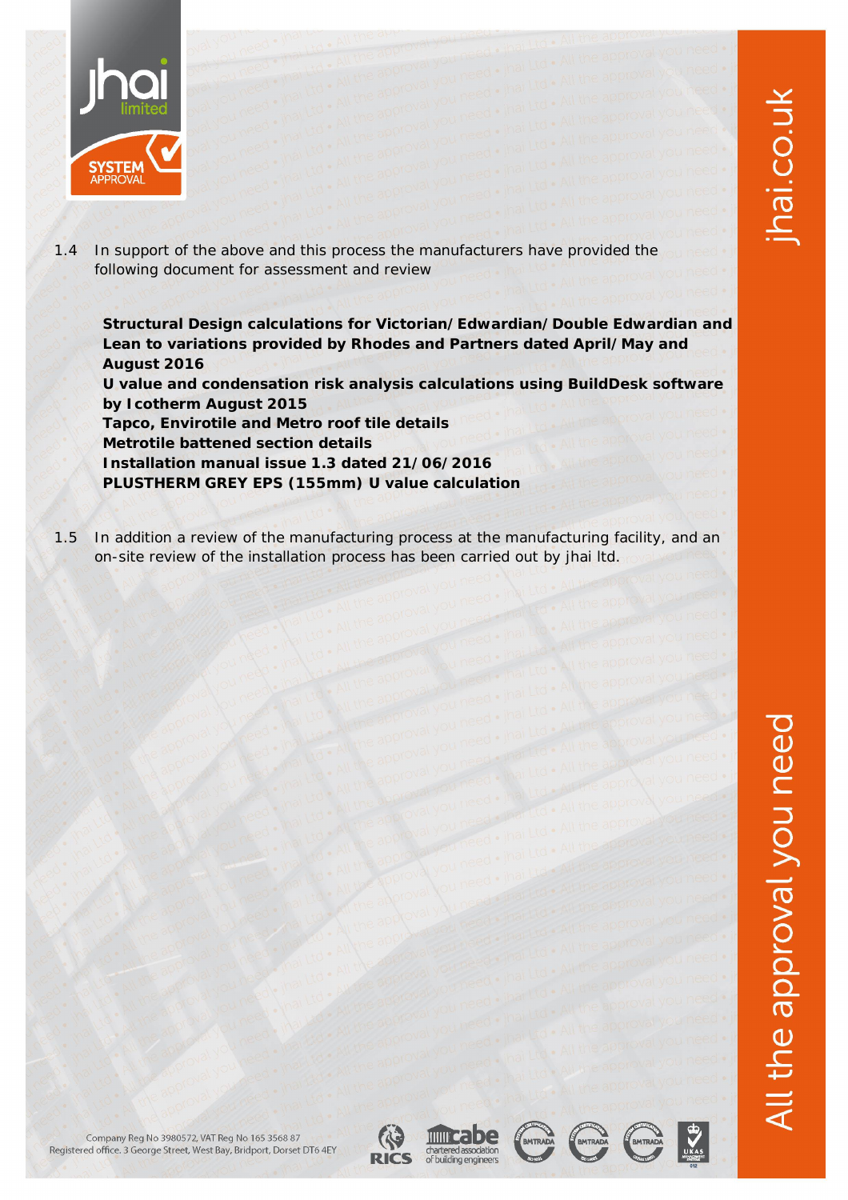1.4 In support of the above and this process the manufacturers have provided the following document for assessment and review

**Structural Design calculations for Victorian/Edwardian/Double Edwardian and Lean to variations provided by Rhodes and Partners dated April/May and August 2016**
**U value and condensation risk analysis calculations using BuildDesk software by Icotherm August 2015**
**Tapco, Envirotile and Metro roof tile details**
**Metrotile battened section details**
**Installation manual issue 1.3 dated 21/06/2016**
**PLUSTHERM GREY EPS (155mm) U value calculation**

1.5 In addition a review of the manufacturing process at the manufacturing facility, and an on-site review of the installation process has been carried out by jhai ltd.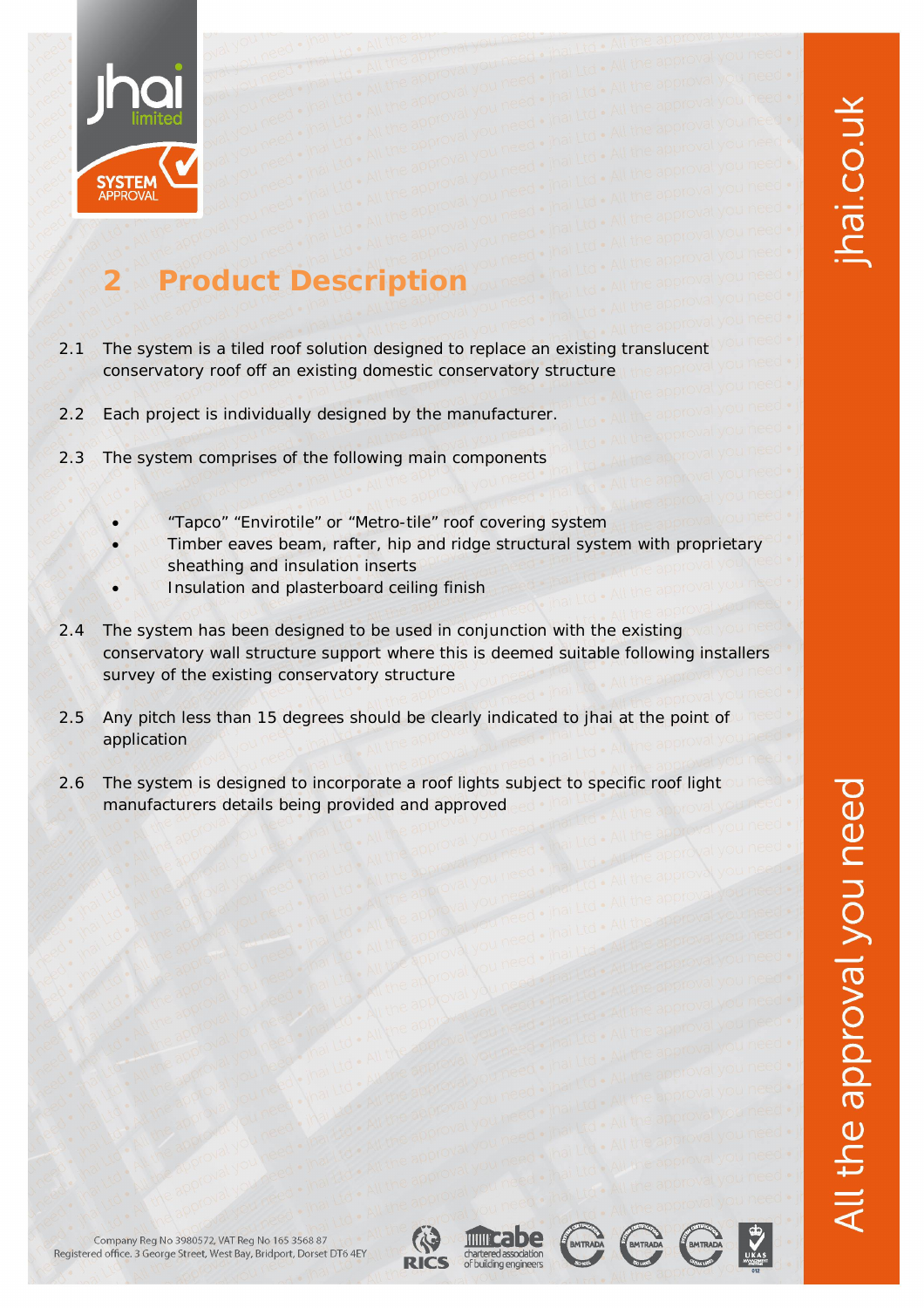## 2 Product Description

2.1 The system is a tiled roof solution designed to replace an existing translucent conservatory roof off an existing domestic conservatory structure

2.2 Each project is individually designed by the manufacturer.

2.3 The system comprises of the following main components

- "Tapco" "Envirotile" or "Metro-tile" roof covering system
- Timber eaves beam, rafter, hip and ridge structural system with proprietary sheathing and insulation inserts
- Insulation and plasterboard ceiling finish

2.4 The system has been designed to be used in conjunction with the existing conservatory wall structure support where this is deemed suitable following installers survey of the existing conservatory structure

2.5 Any pitch less than 15 degrees should be clearly indicated to jhai at the point of application

2.6 The system is designed to incorporate a roof lights subject to specific roof light manufacturers details being provided and approved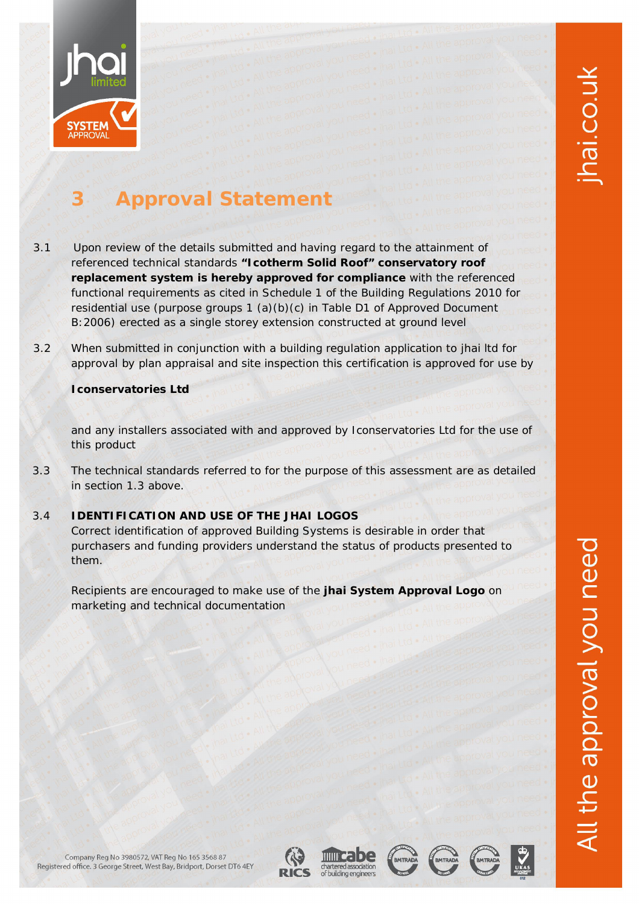# 3 Approval Statement

3.1 Upon review of the details submitted and having regard to the attainment of referenced technical standards **"Icotherm Solid Roof" conservatory roof replacement system is hereby approved for compliance** with the referenced functional requirements as cited in Schedule 1 of the Building Regulations 2010 for residential use (purpose groups 1 (a)(b)(c) in Table D1 of Approved Document B:2006) erected as a single storey extension constructed at ground level

3.2 When submitted in conjunction with a building regulation application to jhai ltd for approval by plan appraisal and site inspection this certification is approved for use by

**Iconservatories Ltd**

and any installers associated with and approved by Iconservatories Ltd for the use of this product

3.3 The technical standards referred to for the purpose of this assessment are as detailed in section 1.3 above.

3.4 **IDENTIFICATION AND USE OF THE JHAI LOGOS**

Correct identification of approved Building Systems is desirable in order that purchasers and funding providers understand the status of products presented to them.

Recipients are encouraged to make use of the **jhai System Approval Logo** on marketing and technical documentation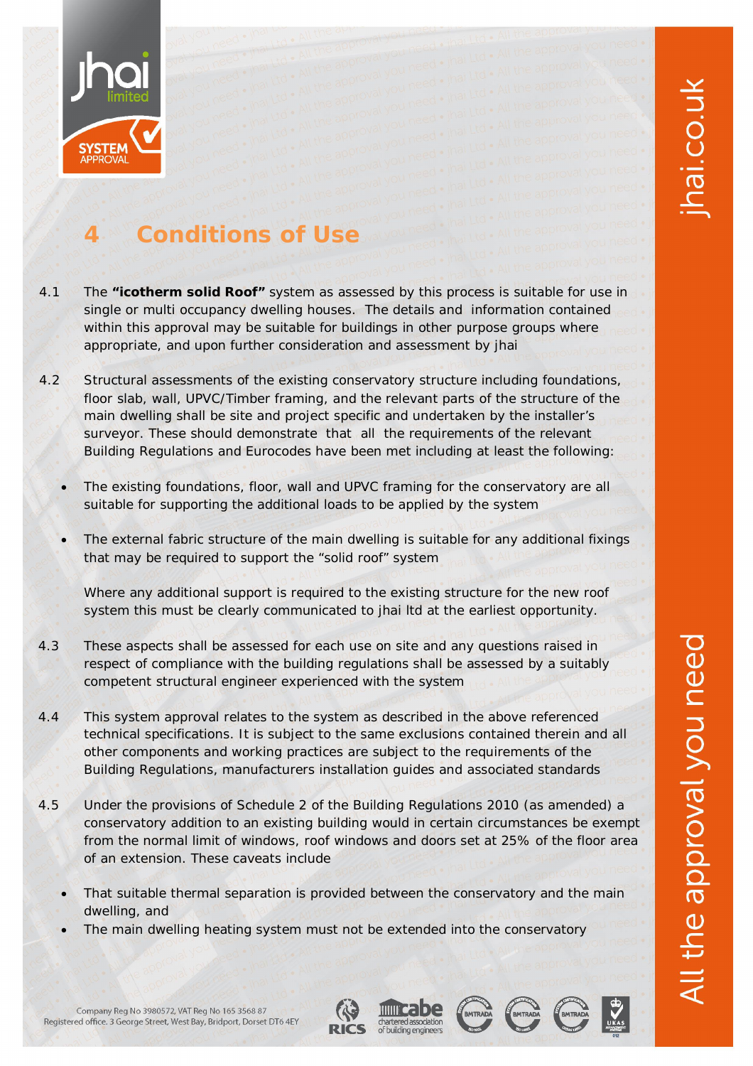# 4 Conditions of Use

4.1 The **"icotherm solid Roof"** system as assessed by this process is suitable for use in single or multi occupancy dwelling houses. The details and information contained within this approval may be suitable for buildings in other purpose groups where appropriate, and upon further consideration and assessment by jhai

4.2 Structural assessments of the existing conservatory structure including foundations, floor slab, wall, UPVC/Timber framing, and the relevant parts of the structure of the main dwelling shall be site and project specific and undertaken by the installer's surveyor. These should demonstrate that all the requirements of the relevant Building Regulations and Eurocodes have been met including at least the following:

- The existing foundations, floor, wall and UPVC framing for the conservatory are all suitable for supporting the additional loads to be applied by the system
- The external fabric structure of the main dwelling is suitable for any additional fixings that may be required to support the "solid roof" system

Where any additional support is required to the existing structure for the new roof system this must be clearly communicated to jhai ltd at the earliest opportunity.

4.3 These aspects shall be assessed for each use on site and any questions raised in respect of compliance with the building regulations shall be assessed by a suitably competent structural engineer experienced with the system

4.4 This system approval relates to the system as described in the above referenced technical specifications. It is subject to the same exclusions contained therein and all other components and working practices are subject to the requirements of the Building Regulations, manufacturers installation guides and associated standards

4.5 Under the provisions of Schedule 2 of the Building Regulations 2010 (as amended) a conservatory addition to an existing building would in certain circumstances be exempt from the normal limit of windows, roof windows and doors set at 25% of the floor area of an extension. These caveats include

- That suitable thermal separation is provided between the conservatory and the main dwelling, and
- The main dwelling heating system must not be extended into the conservatory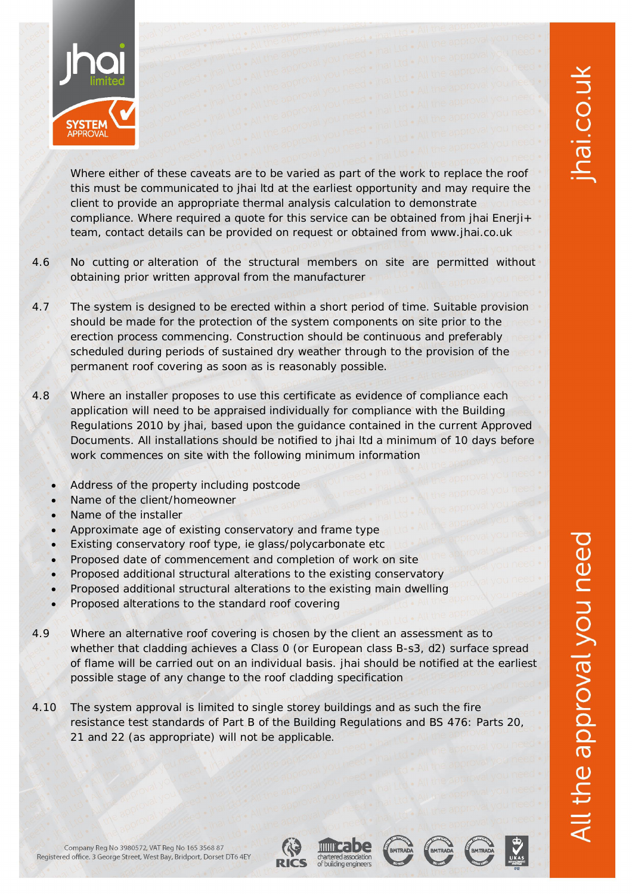Where either of these caveats are to be varied as part of the work to replace the roof this must be communicated to jhai ltd at the earliest opportunity and may require the client to provide an appropriate thermal analysis calculation to demonstrate compliance. Where required a quote for this service can be obtained from jhai Enerji+ team, contact details can be provided on request or obtained from www.jhai.co.uk

4.6 No cutting or alteration of the structural members on site are permitted without obtaining prior written approval from the manufacturer

4.7 The system is designed to be erected within a short period of time. Suitable provision should be made for the protection of the system components on site prior to the erection process commencing. Construction should be continuous and preferably scheduled during periods of sustained dry weather through to the provision of the permanent roof covering as soon as is reasonably possible.

4.8 Where an installer proposes to use this certificate as evidence of compliance each application will need to be appraised individually for compliance with the Building Regulations 2010 by jhai, based upon the guidance contained in the current Approved Documents. All installations should be notified to jhai ltd a minimum of 10 days before work commences on site with the following minimum information

- Address of the property including postcode
- Name of the client/homeowner
- Name of the installer
- Approximate age of existing conservatory and frame type
- Existing conservatory roof type, ie glass/polycarbonate etc
- Proposed date of commencement and completion of work on site
- Proposed additional structural alterations to the existing conservatory
- Proposed additional structural alterations to the existing main dwelling
- Proposed alterations to the standard roof covering

4.9 Where an alternative roof covering is chosen by the client an assessment as to whether that cladding achieves a Class 0 (or European class B-s3, d2) surface spread of flame will be carried out on an individual basis. jhai should be notified at the earliest possible stage of any change to the roof cladding specification

4.10 The system approval is limited to single storey buildings and as such the fire resistance test standards of Part B of the Building Regulations and BS 476: Parts 20, 21 and 22 (as appropriate) will not be applicable.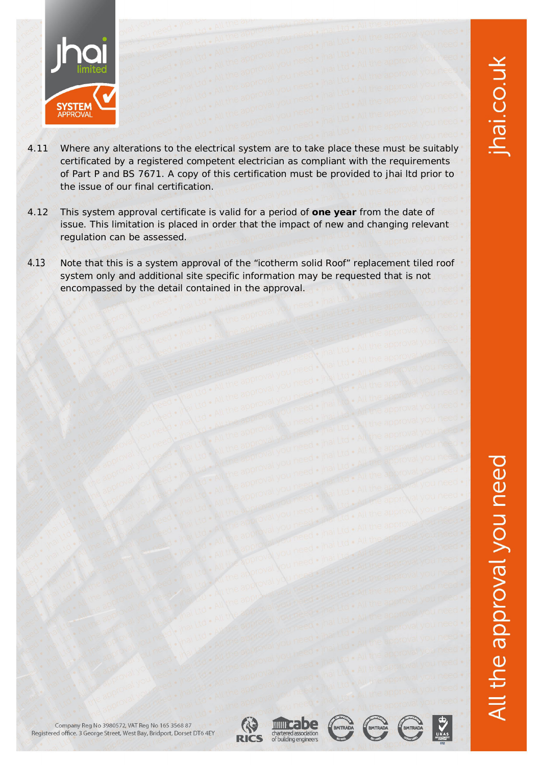4.11 Where any alterations to the electrical system are to take place these must be suitably certificated by a registered competent electrician as compliant with the requirements of Part P and BS 7671. A copy of this certification must be provided to jhai ltd prior to the issue of our final certification.

4.12 This system approval certificate is valid for a period of **one year** from the date of issue. This limitation is placed in order that the impact of new and changing relevant regulation can be assessed.

4.13 Note that this is a system approval of the "icotherm solid Roof" replacement tiled roof system only and additional site specific information may be requested that is not encompassed by the detail contained in the approval.